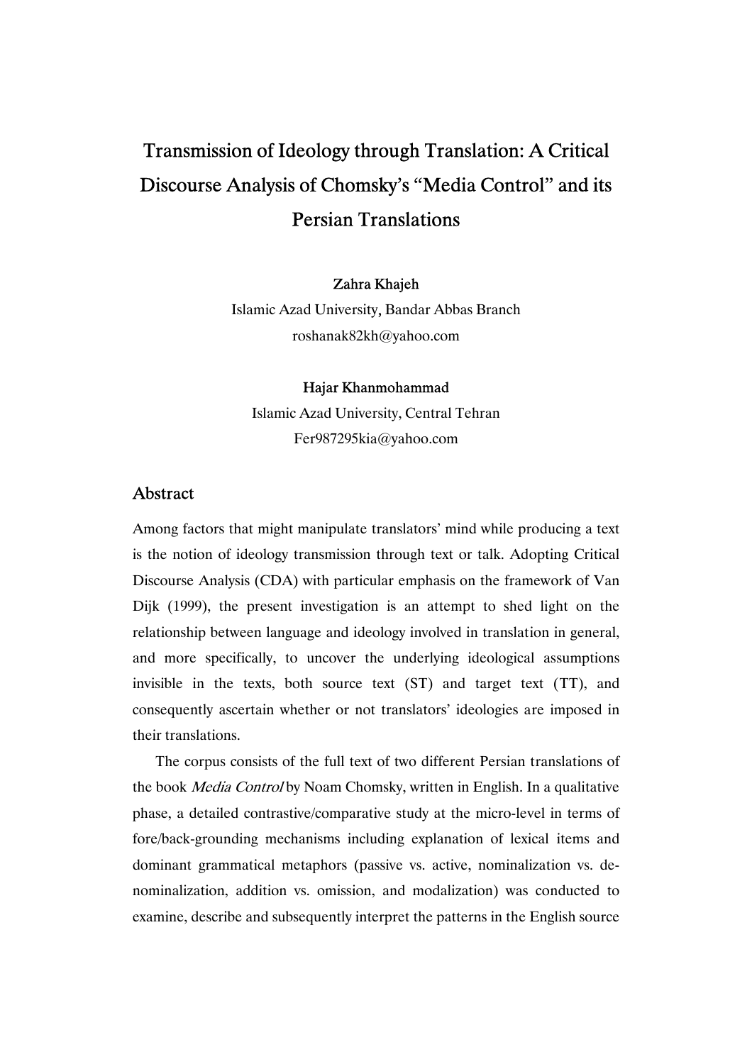# Transmission of Ideology through Translation: A Critical Discourse Analysis of Chomsky's "Media Control" and its Persian Translations

**Zahra Khajeh**

Islamic Azad University, Bandar Abbas Branch

roshanak82kh@yahoo.com

**Hajar Khanmohammad**

Islamic Azad University, Central Tehran

Fer987295kia@yahoo.com

## Abstract

Among factors that might manipulate translators' mind while producing a text is the notion of ideology transmission through text or talk. Adopting Critical Discourse Analysis (CDA) with particular emphasis on the framework of Van Dijk (1999), the present investigation is an attempt to shed light on the relationship between language and ideology involved in translation in general, and more specifically, to uncover the underlying ideological assumptions invisible in the texts, both source text (ST) and target text (TT), and consequently ascertain whether or not translators' ideologies are imposed in their translations.

The corpus consists of the full text of two different Persian translations of the book *Media Control* by Noam Chomsky, written in English. In a qualitative phase, a detailed contrastive/comparative study at the micro-level in terms of fore/back-grounding mechanisms including explanation of lexical items and dominant grammatical metaphors (passive vs. active, nominalization vs. de-nominalization, addition vs. omission, and modalization) was conducted to examine, describe and subsequently interpret the patterns in the English source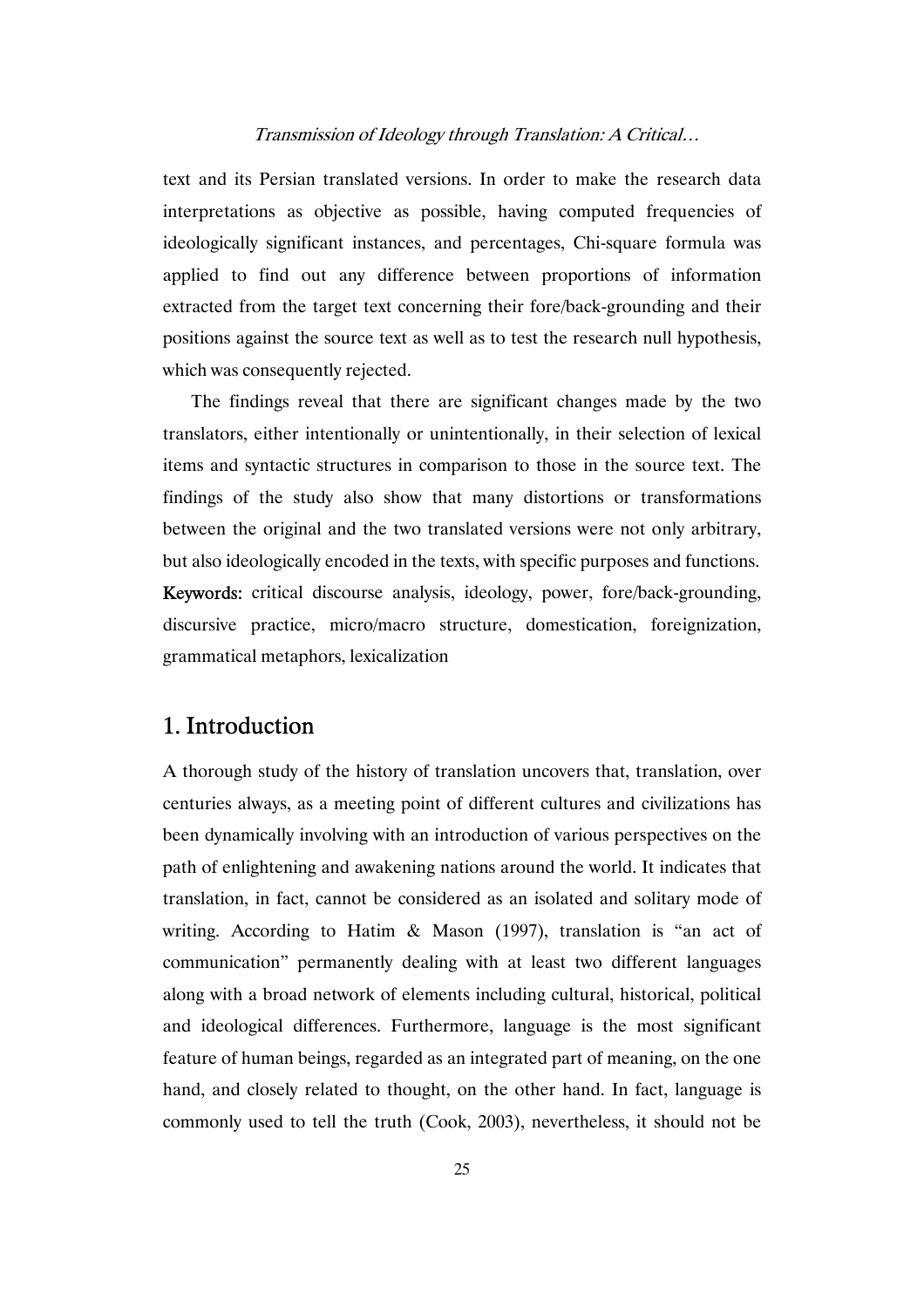text and its Persian translated versions. In order to make the research data interpretations as objective as possible, having computed frequencies of ideologically significant instances, and percentages, Chi-square formula was applied to find out any difference between proportions of information extracted from the target text concerning their fore/back-grounding and their positions against the source text as well as to test the research null hypothesis, which was consequently rejected.

The findings reveal that there are significant changes made by the two translators, either intentionally or unintentionally, in their selection of lexical items and syntactic structures in comparison to those in the source text. The findings of the study also show that many distortions or transformations between the original and the two translated versions were not only arbitrary, but also ideologically encoded in the texts, with specific purposes and functions.

**Keywords:** critical discourse analysis, ideology, power, fore/back-grounding, discursive practice, micro/macro structure, domestication, foreignization, grammatical metaphors, lexicalization

## 1. Introduction

A thorough study of the history of translation uncovers that, translation, over centuries always, as a meeting point of different cultures and civilizations has been dynamically involving with an introduction of various perspectives on the path of enlightening and awakening nations around the world. It indicates that translation, in fact, cannot be considered as an isolated and solitary mode of writing. According to Hatim & Mason (1997), translation is "an act of communication" permanently dealing with at least two different languages along with a broad network of elements including cultural, historical, political and ideological differences. Furthermore, language is the most significant feature of human beings, regarded as an integrated part of meaning, on the one hand, and closely related to thought, on the other hand. In fact, language is commonly used to tell the truth (Cook, 2003), nevertheless, it should not be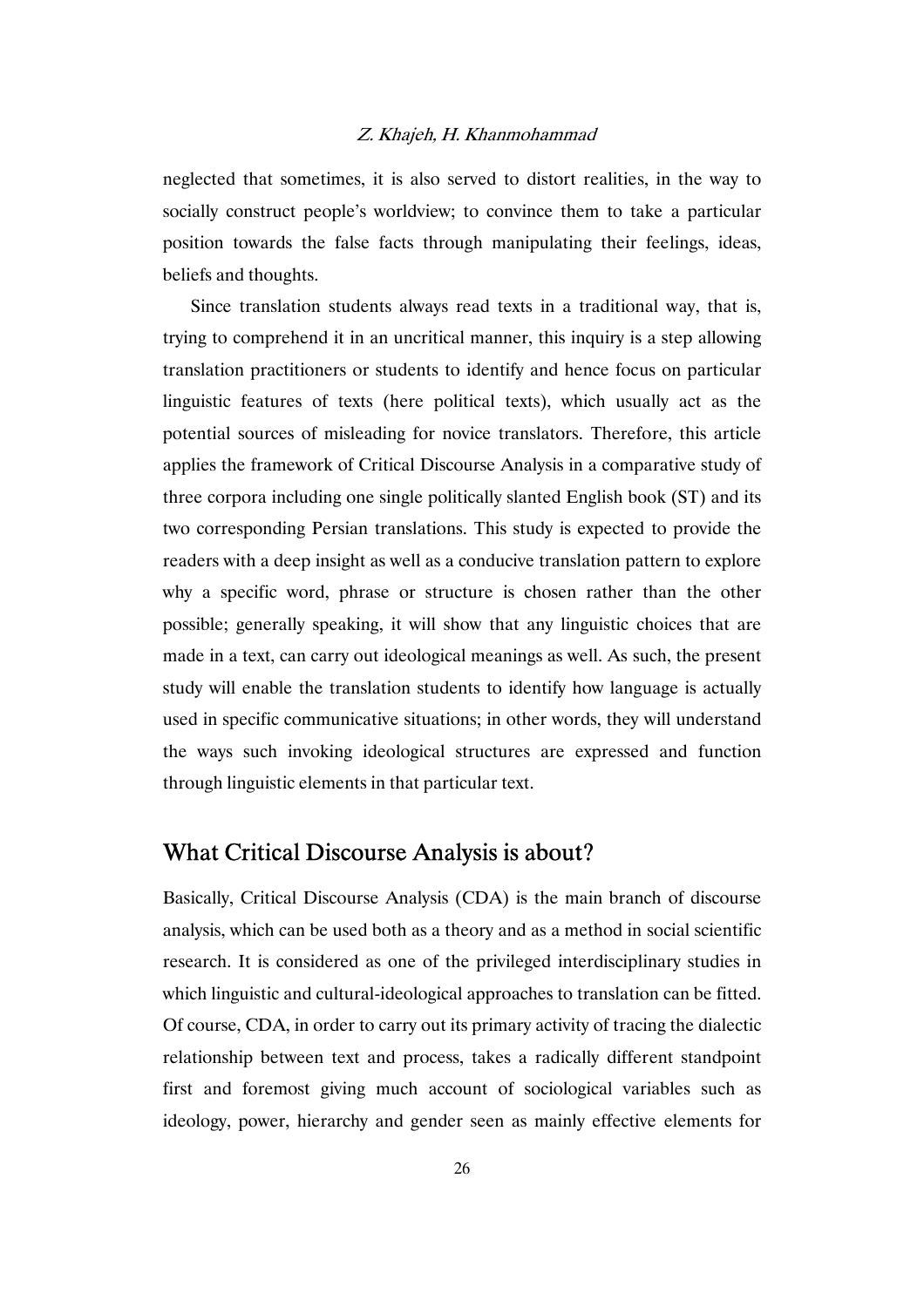neglected that sometimes, it is also served to distort realities, in the way to socially construct people's worldview; to convince them to take a particular position towards the false facts through manipulating their feelings, ideas, beliefs and thoughts.

Since translation students always read texts in a traditional way, that is, trying to comprehend it in an uncritical manner, this inquiry is a step allowing translation practitioners or students to identify and hence focus on particular linguistic features of texts (here political texts), which usually act as the potential sources of misleading for novice translators. Therefore, this article applies the framework of Critical Discourse Analysis in a comparative study of three corpora including one single politically slanted English book (ST) and its two corresponding Persian translations. This study is expected to provide the readers with a deep insight as well as a conducive translation pattern to explore why a specific word, phrase or structure is chosen rather than the other possible; generally speaking, it will show that any linguistic choices that are made in a text, can carry out ideological meanings as well. As such, the present study will enable the translation students to identify how language is actually used in specific communicative situations; in other words, they will understand the ways such invoking ideological structures are expressed and function through linguistic elements in that particular text.

## What Critical Discourse Analysis is about?

Basically, Critical Discourse Analysis (CDA) is the main branch of discourse analysis, which can be used both as a theory and as a method in social scientific research. It is considered as one of the privileged interdisciplinary studies in which linguistic and cultural-ideological approaches to translation can be fitted. Of course, CDA, in order to carry out its primary activity of tracing the dialectic relationship between text and process, takes a radically different standpoint first and foremost giving much account of sociological variables such as ideology, power, hierarchy and gender seen as mainly effective elements for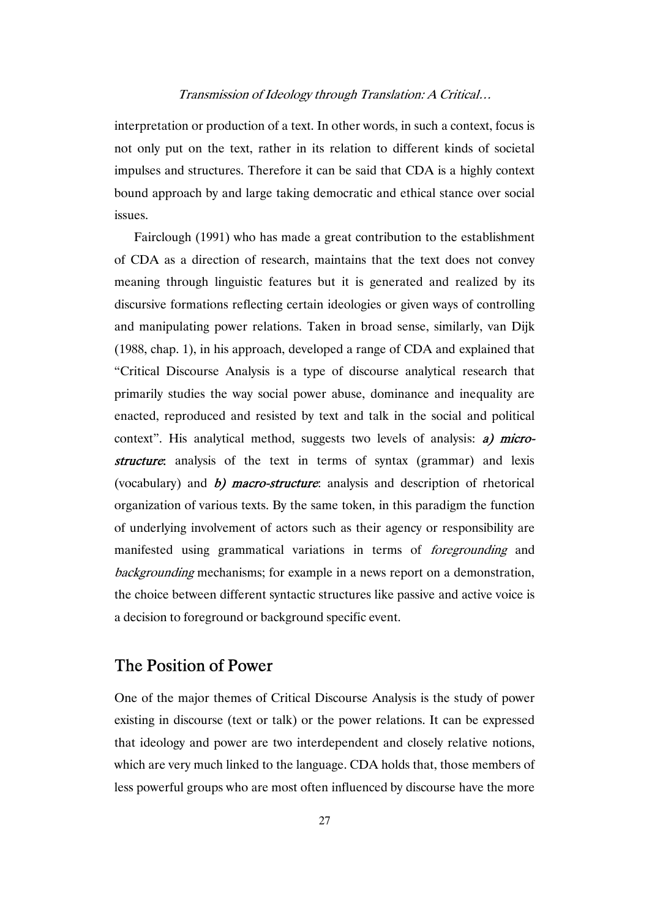interpretation or production of a text. In other words, in such a context, focus is not only put on the text, rather in its relation to different kinds of societal impulses and structures. Therefore it can be said that CDA is a highly context bound approach by and large taking democratic and ethical stance over social issues.

Fairclough (1991) who has made a great contribution to the establishment of CDA as a direction of research, maintains that the text does not convey meaning through linguistic features but it is generated and realized by its discursive formations reflecting certain ideologies or given ways of controlling and manipulating power relations. Taken in broad sense, similarly, van Dijk (1988, chap. 1), in his approach, developed a range of CDA and explained that "Critical Discourse Analysis is a type of discourse analytical research that primarily studies the way social power abuse, dominance and inequality are enacted, reproduced and resisted by text and talk in the social and political context". His analytical method, suggests two levels of analysis: ***a) micro-structure***: analysis of the text in terms of syntax (grammar) and lexis (vocabulary) and ***b) macro-structure***: analysis and description of rhetorical organization of various texts. By the same token, in this paradigm the function of underlying involvement of actors such as their agency or responsibility are manifested using grammatical variations in terms of *foregrounding* and *backgrounding* mechanisms; for example in a news report on a demonstration, the choice between different syntactic structures like passive and active voice is a decision to foreground or background specific event.

## The Position of Power

One of the major themes of Critical Discourse Analysis is the study of power existing in discourse (text or talk) or the power relations. It can be expressed that ideology and power are two interdependent and closely relative notions, which are very much linked to the language. CDA holds that, those members of less powerful groups who are most often influenced by discourse have the more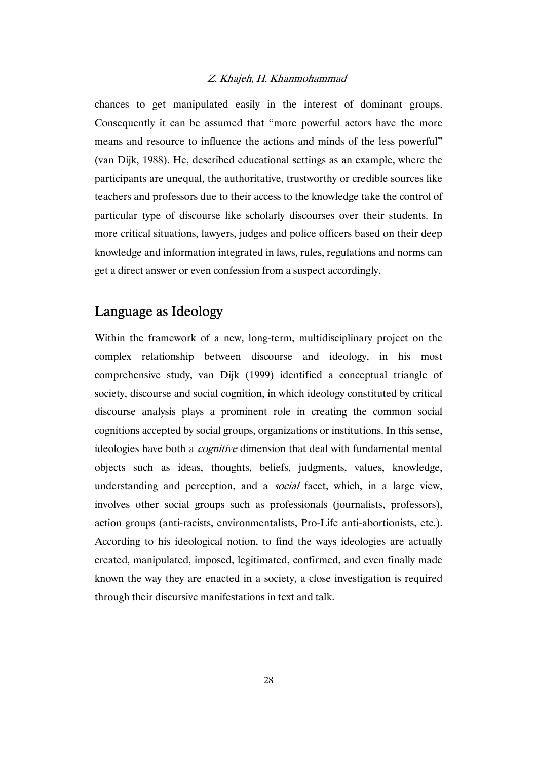chances to get manipulated easily in the interest of dominant groups. Consequently it can be assumed that "more powerful actors have the more means and resource to influence the actions and minds of the less powerful" (van Dijk, 1988). He, described educational settings as an example, where the participants are unequal, the authoritative, trustworthy or credible sources like teachers and professors due to their access to the knowledge take the control of particular type of discourse like scholarly discourses over their students. In more critical situations, lawyers, judges and police officers based on their deep knowledge and information integrated in laws, rules, regulations and norms can get a direct answer or even confession from a suspect accordingly.

## Language as Ideology

Within the framework of a new, long-term, multidisciplinary project on the complex relationship between discourse and ideology, in his most comprehensive study, van Dijk (1999) identified a conceptual triangle of society, discourse and social cognition, in which ideology constituted by critical discourse analysis plays a prominent role in creating the common social cognitions accepted by social groups, organizations or institutions. In this sense, ideologies have both a *cognitive* dimension that deal with fundamental mental objects such as ideas, thoughts, beliefs, judgments, values, knowledge, understanding and perception, and a *social* facet, which, in a large view, involves other social groups such as professionals (journalists, professors), action groups (anti-racists, environmentalists, Pro-Life anti-abortionists, etc.). According to his ideological notion, to find the ways ideologies are actually created, manipulated, imposed, legitimated, confirmed, and even finally made known the way they are enacted in a society, a close investigation is required through their discursive manifestations in text and talk.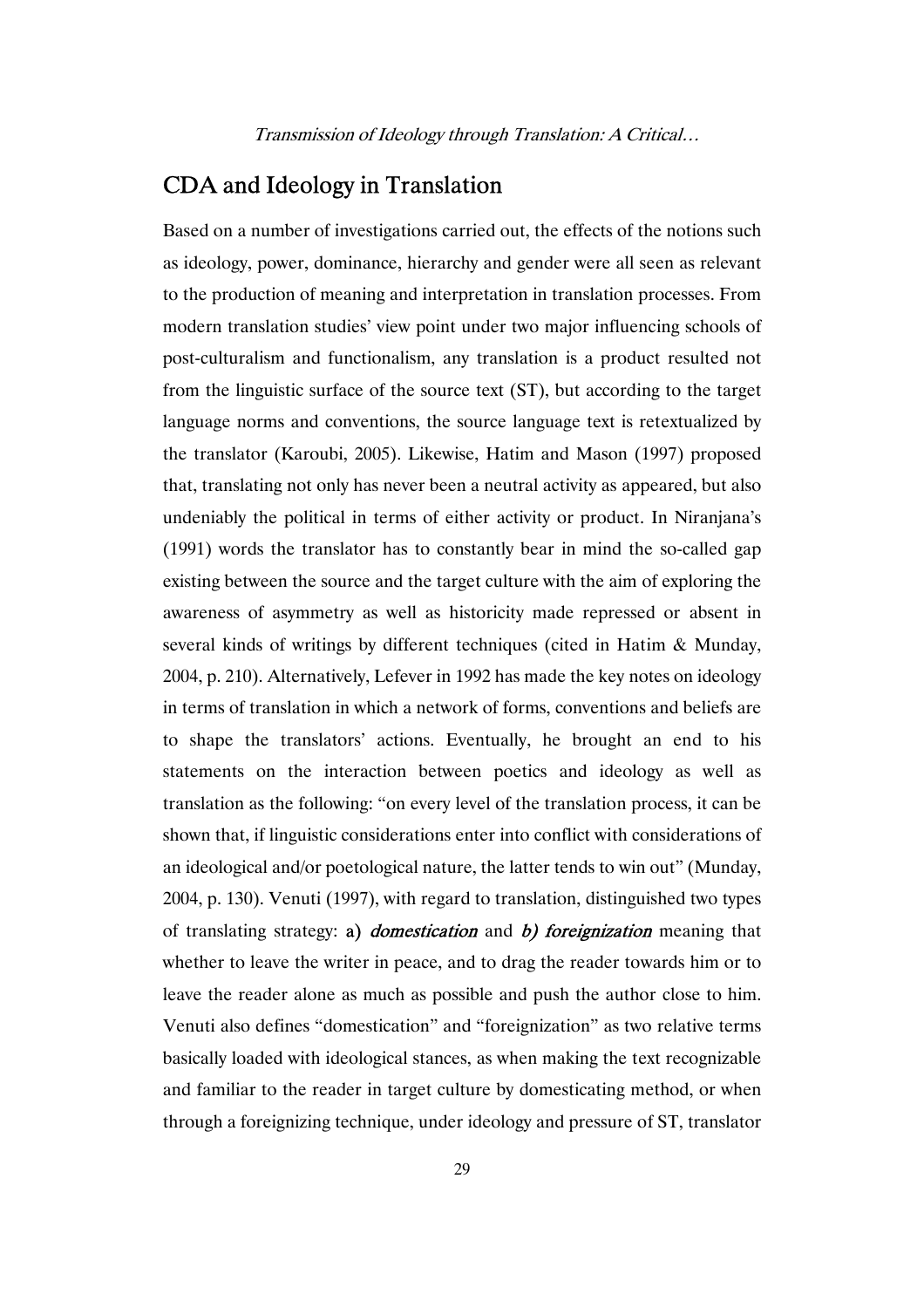## CDA and Ideology in Translation

Based on a number of investigations carried out, the effects of the notions such as ideology, power, dominance, hierarchy and gender were all seen as relevant to the production of meaning and interpretation in translation processes. From modern translation studies' view point under two major influencing schools of post-culturalism and functionalism, any translation is a product resulted not from the linguistic surface of the source text (ST), but according to the target language norms and conventions, the source language text is retextualized by the translator (Karoubi, 2005). Likewise, Hatim and Mason (1997) proposed that, translating not only has never been a neutral activity as appeared, but also undeniably the political in terms of either activity or product. In Niranjana's (1991) words the translator has to constantly bear in mind the so-called gap existing between the source and the target culture with the aim of exploring the awareness of asymmetry as well as historicity made repressed or absent in several kinds of writings by different techniques (cited in Hatim & Munday, 2004, p. 210). Alternatively, Lefever in 1992 has made the key notes on ideology in terms of translation in which a network of forms, conventions and beliefs are to shape the translators' actions. Eventually, he brought an end to his statements on the interaction between poetics and ideology as well as translation as the following: "on every level of the translation process, it can be shown that, if linguistic considerations enter into conflict with considerations of an ideological and/or poetological nature, the latter tends to win out" (Munday, 2004, p. 130). Venuti (1997), with regard to translation, distinguished two types of translating strategy: **a)** ***domestication*** and ***b) foreignization*** meaning that whether to leave the writer in peace, and to drag the reader towards him or to leave the reader alone as much as possible and push the author close to him. Venuti also defines "domestication" and "foreignization" as two relative terms basically loaded with ideological stances, as when making the text recognizable and familiar to the reader in target culture by domesticating method, or when through a foreignizing technique, under ideology and pressure of ST, translator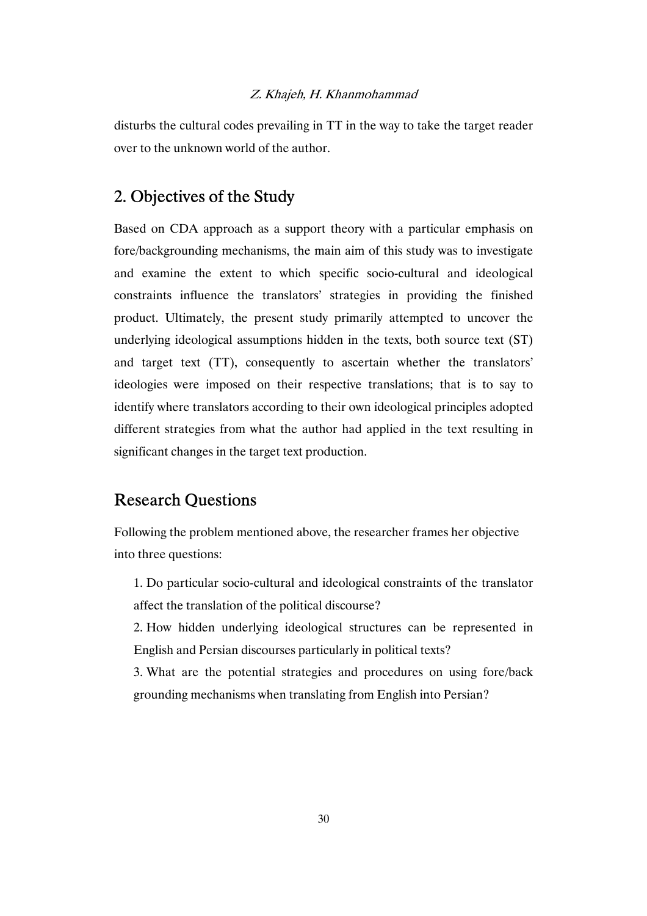disturbs the cultural codes prevailing in TT in the way to take the target reader over to the unknown world of the author.

## 2. Objectives of the Study

Based on CDA approach as a support theory with a particular emphasis on fore/backgrounding mechanisms, the main aim of this study was to investigate and examine the extent to which specific socio-cultural and ideological constraints influence the translators' strategies in providing the finished product. Ultimately, the present study primarily attempted to uncover the underlying ideological assumptions hidden in the texts, both source text (ST) and target text (TT), consequently to ascertain whether the translators' ideologies were imposed on their respective translations; that is to say to identify where translators according to their own ideological principles adopted different strategies from what the author had applied in the text resulting in significant changes in the target text production.

## Research Questions

Following the problem mentioned above, the researcher frames her objective into three questions:

1. Do particular socio-cultural and ideological constraints of the translator affect the translation of the political discourse?
2. How hidden underlying ideological structures can be represented in English and Persian discourses particularly in political texts?
3. What are the potential strategies and procedures on using fore/back grounding mechanisms when translating from English into Persian?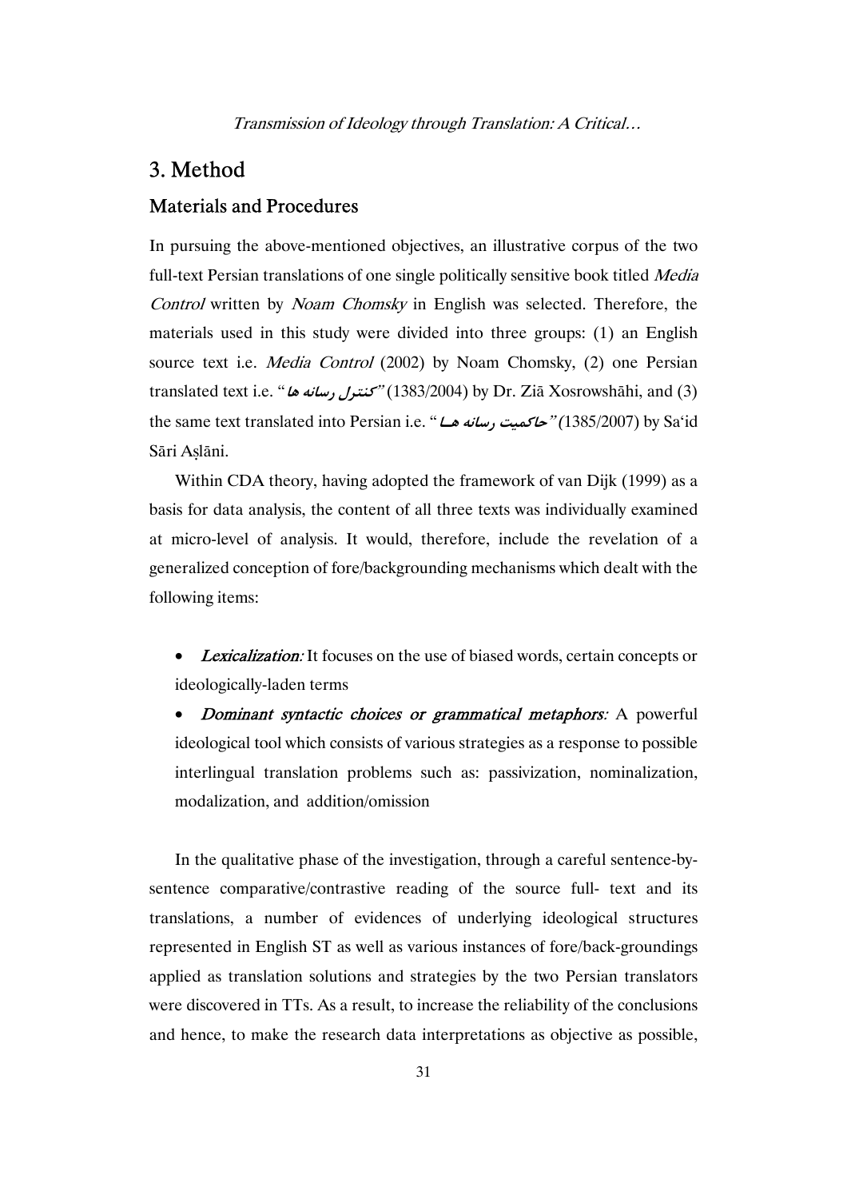# 3. Method

## Materials and Procedures

In pursuing the above-mentioned objectives, an illustrative corpus of the two full-text Persian translations of one single politically sensitive book titled *Media Control* written by *Noam Chomsky* in English was selected. Therefore, the materials used in this study were divided into three groups: (1) an English source text i.e. *Media Control* (2002) by Noam Chomsky, (2) one Persian translated text i.e. "*کنترل رسانه ها*" (1383/2004) by Dr. Ziā Xosrowshāhi, and (3) the same text translated into Persian i.e. "*حاکمیت رسانه ها*" (1385/2007) by Sa'id Sāri Aṣlāni.

Within CDA theory, having adopted the framework of van Dijk (1999) as a basis for data analysis, the content of all three texts was individually examined at micro-level of analysis. It would, therefore, include the revelation of a generalized conception of fore/backgrounding mechanisms which dealt with the following items:

- *Lexicalization:* It focuses on the use of biased words, certain concepts or ideologically-laden terms
- *Dominant syntactic choices or grammatical metaphors:* A powerful ideological tool which consists of various strategies as a response to possible interlingual translation problems such as: passivization, nominalization, modalization, and addition/omission

In the qualitative phase of the investigation, through a careful sentence-by-sentence comparative/contrastive reading of the source full- text and its translations, a number of evidences of underlying ideological structures represented in English ST as well as various instances of fore/back-groundings applied as translation solutions and strategies by the two Persian translators were discovered in TTs. As a result, to increase the reliability of the conclusions and hence, to make the research data interpretations as objective as possible,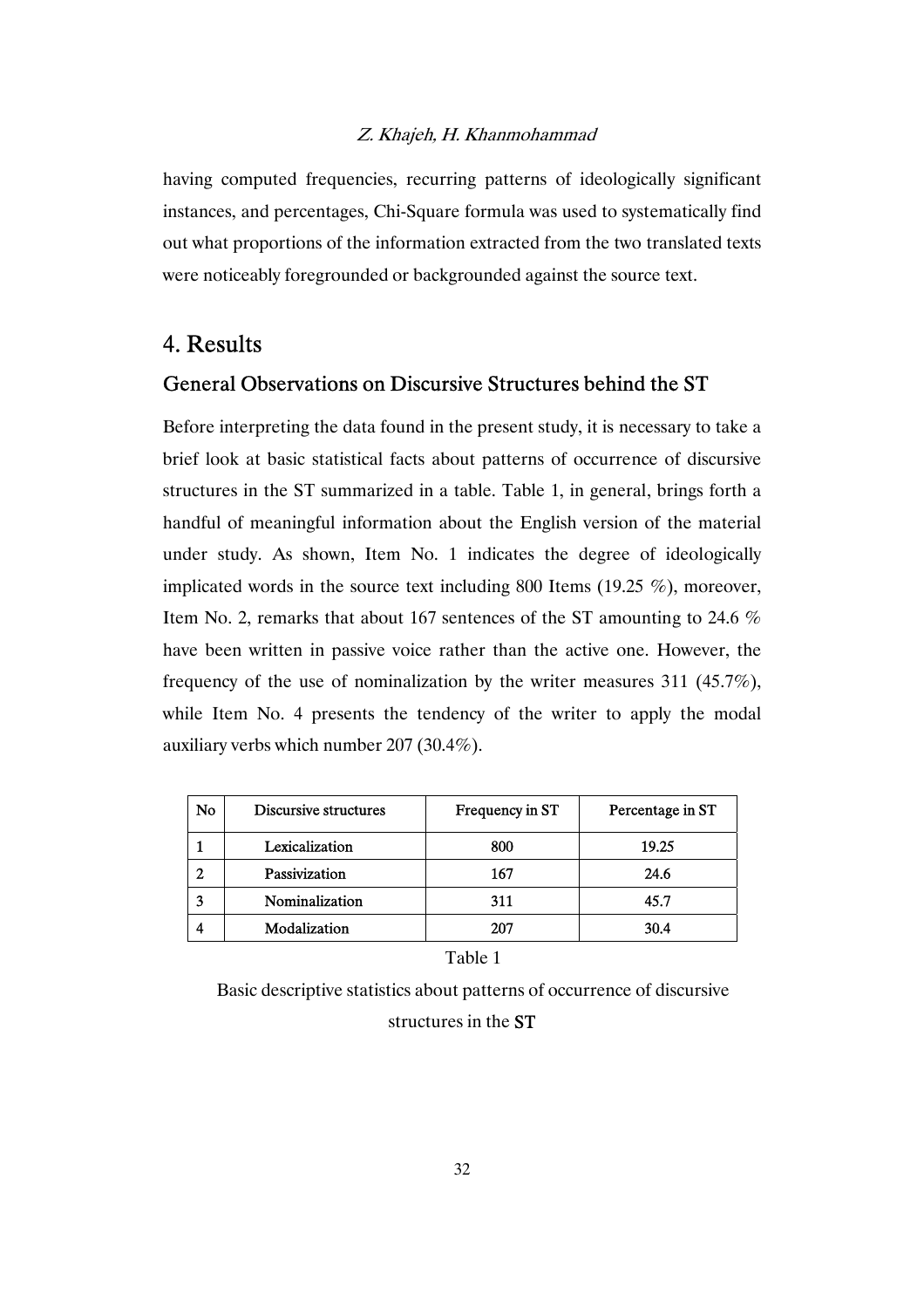having computed frequencies, recurring patterns of ideologically significant instances, and percentages, Chi-Square formula was used to systematically find out what proportions of the information extracted from the two translated texts were noticeably foregrounded or backgrounded against the source text.

# 4. Results

## General Observations on Discursive Structures behind the ST

Before interpreting the data found in the present study, it is necessary to take a brief look at basic statistical facts about patterns of occurrence of discursive structures in the ST summarized in a table. Table 1, in general, brings forth a handful of meaningful information about the English version of the material under study. As shown, Item No. 1 indicates the degree of ideologically implicated words in the source text including 800 Items (19.25 %), moreover, Item No. 2, remarks that about 167 sentences of the ST amounting to 24.6 % have been written in passive voice rather than the active one. However, the frequency of the use of nominalization by the writer measures 311 (45.7%), while Item No. 4 presents the tendency of the writer to apply the modal auxiliary verbs which number 207 (30.4%).

| No | Discursive structures | Frequency in ST | Percentage in ST |
|---|---|---|---|
| 1 | Lexicalization | 800 | 19.25 |
| 2 | Passivization | 167 | 24.6 |
| 3 | Nominalization | 311 | 45.7 |
| 4 | Modalization | 207 | 30.4 |

Table 1

Basic descriptive statistics about patterns of occurrence of discursive structures in the ST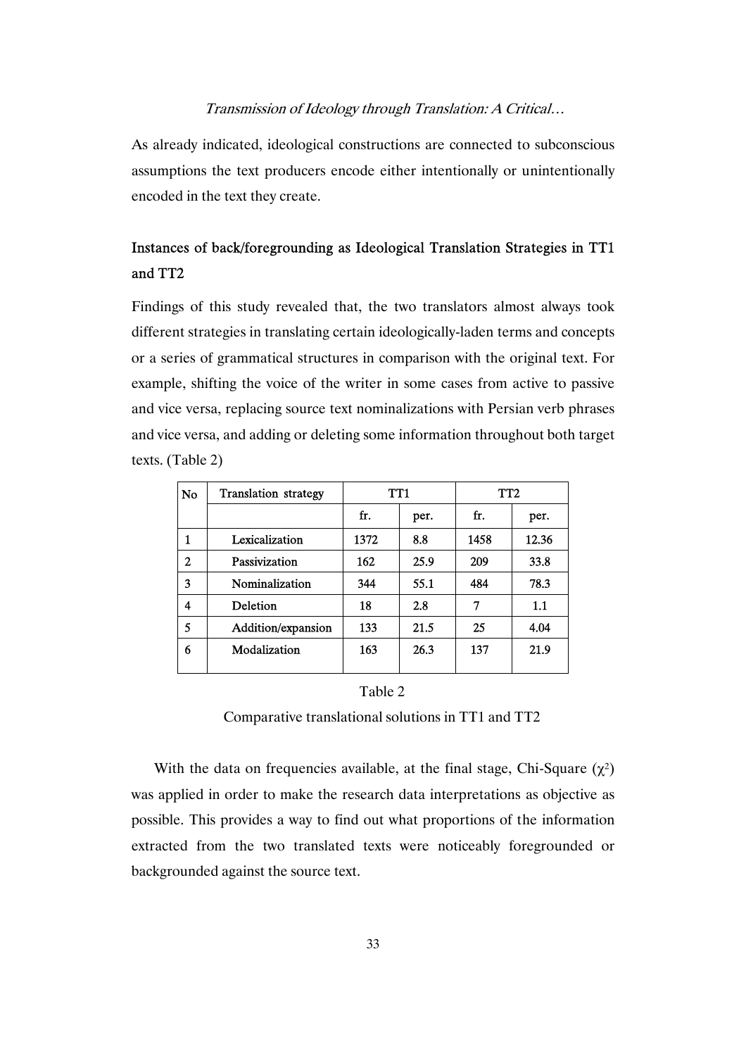As already indicated, ideological constructions are connected to subconscious assumptions the text producers encode either intentionally or unintentionally encoded in the text they create.

## Instances of back/foregrounding as Ideological Translation Strategies in TT1 and TT2

Findings of this study revealed that, the two translators almost always took different strategies in translating certain ideologically-laden terms and concepts or a series of grammatical structures in comparison with the original text. For example, shifting the voice of the writer in some cases from active to passive and vice versa, replacing source text nominalizations with Persian verb phrases and vice versa, and adding or deleting some information throughout both target texts. (Table 2)

| No | Translation strategy | TT1 | | TT2 | |
|---|---|---|---|---|---|
| | | fr. | per. | fr. | per. |
| 1 | Lexicalization | 1372 | 8.8 | 1458 | 12.36 |
| 2 | Passivization | 162 | 25.9 | 209 | 33.8 |
| 3 | Nominalization | 344 | 55.1 | 484 | 78.3 |
| 4 | Deletion | 18 | 2.8 | 7 | 1.1 |
| 5 | Addition/expansion | 133 | 21.5 | 25 | 4.04 |
| 6 | Modalization | 163 | 26.3 | 137 | 21.9 |

Table 2

Comparative translational solutions in TT1 and TT2

With the data on frequencies available, at the final stage, Chi-Square ($\chi^2$) was applied in order to make the research data interpretations as objective as possible. This provides a way to find out what proportions of the information extracted from the two translated texts were noticeably foregrounded or backgrounded against the source text.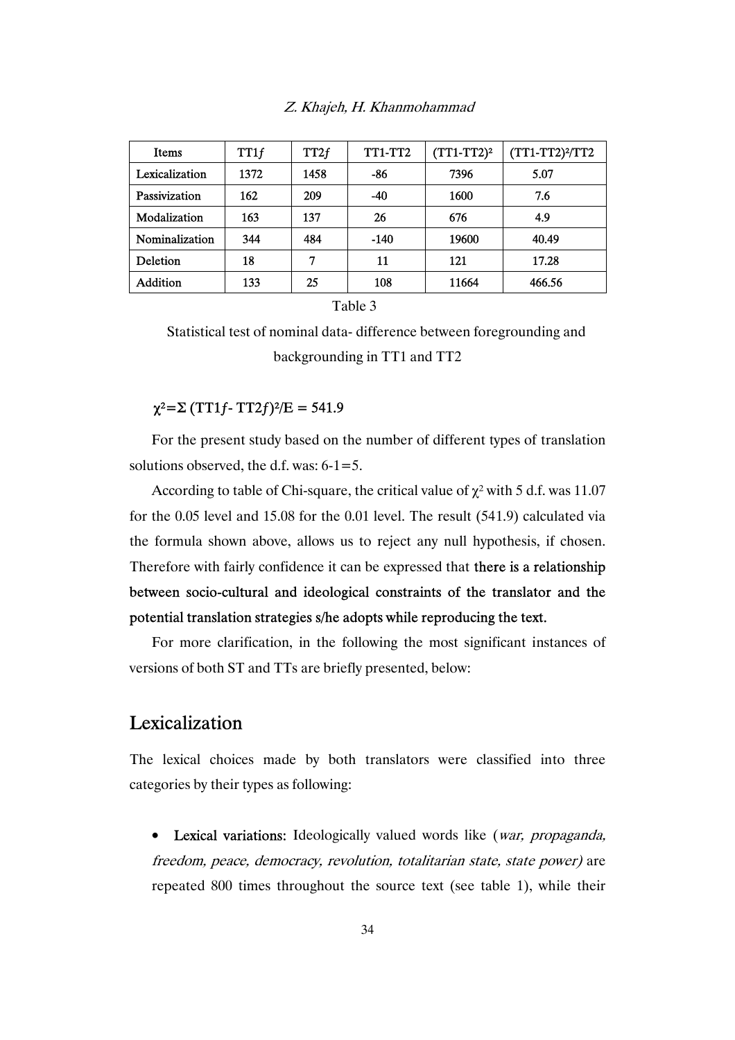| Items | TT1$f$ | TT2$f$ | TT1-TT2 | $(TT1\text{-}TT2)^2$ | $(TT1\text{-}TT2)^2/TT2$ |
|---|---|---|---|---|---|
| Lexicalization | 1372 | 1458 | -86 | 7396 | 5.07 |
| Passivization | 162 | 209 | -40 | 1600 | 7.6 |
| Modalization | 163 | 137 | 26 | 676 | 4.9 |
| Nominalization | 344 | 484 | -140 | 19600 | 40.49 |
| Deletion | 18 | 7 | 11 | 121 | 17.28 |
| Addition | 133 | 25 | 108 | 11664 | 466.56 |

Table 3

Statistical test of nominal data- difference between foregrounding and backgrounding in TT1 and TT2

$\chi^2 = \Sigma\,(TT1f - TT2f)^2/E = 541.9$

For the present study based on the number of different types of translation solutions observed, the d.f. was: 6-1=5.

According to table of Chi-square, the critical value of $\chi^2$ with 5 d.f. was 11.07 for the 0.05 level and 15.08 for the 0.01 level. The result (541.9) calculated via the formula shown above, allows us to reject any null hypothesis, if chosen. Therefore with fairly confidence it can be expressed that **there is a relationship between socio-cultural and ideological constraints of the translator and the potential translation strategies s/he adopts while reproducing the text.**

For more clarification, in the following the most significant instances of versions of both ST and TTs are briefly presented, below:

## Lexicalization

The lexical choices made by both translators were classified into three categories by their types as following:

- **Lexical variations:** Ideologically valued words like (*war, propaganda, freedom, peace, democracy, revolution, totalitarian state, state power)* are repeated 800 times throughout the source text (see table 1), while their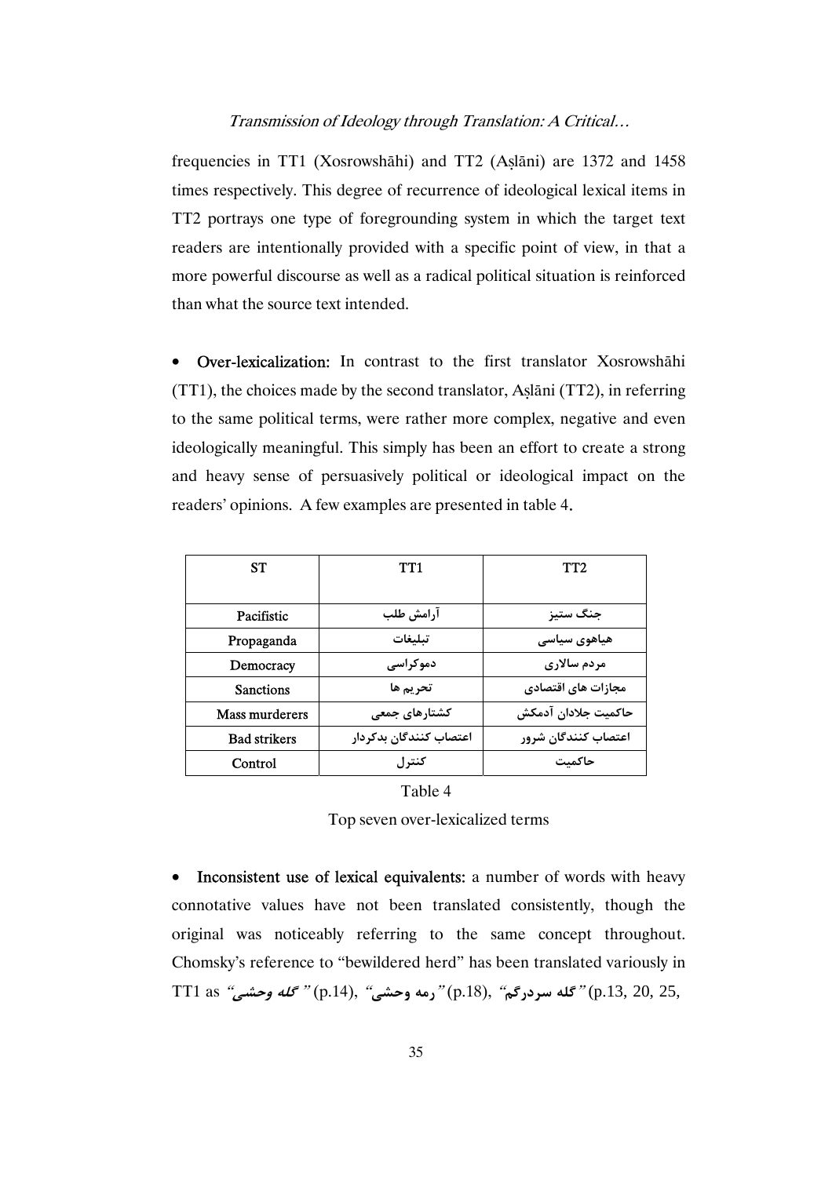frequencies in TT1 (Xosrowshāhi) and TT2 (Aṣlāni) are 1372 and 1458 times respectively. This degree of recurrence of ideological lexical items in TT2 portrays one type of foregrounding system in which the target text readers are intentionally provided with a specific point of view, in that a more powerful discourse as well as a radical political situation is reinforced than what the source text intended.

- **Over-lexicalization:** In contrast to the first translator Xosrowshāhi (TT1), the choices made by the second translator, Aṣlāni (TT2), in referring to the same political terms, were rather more complex, negative and even ideologically meaningful. This simply has been an effort to create a strong and heavy sense of persuasively political or ideological impact on the readers' opinions. A few examples are presented in table 4.

| ST | TT1 | TT2 |
|---|---|---|
| Pacifistic | آرامش طلب | جنگ ستیز |
| Propaganda | تبلیغات | هیاهوی سیاسی |
| Democracy | دموکراسی | مردم سالاری |
| Sanctions | تحریم ها | مجازات های اقتصادی |
| Mass murderers | کشتارهای جمعی | حاکمیت جلادان آدمکش |
| Bad strikers | اعتصاب کنندگان بدکردار | اعتصاب کنندگان شرور |
| Control | کنترل | حاکمیت |

Table 4

Top seven over-lexicalized terms

- **Inconsistent use of lexical equivalents:** a number of words with heavy connotative values have not been translated consistently, though the original was noticeably referring to the same concept throughout. Chomsky's reference to "bewildered herd" has been translated variously in TT1 as *"گله وحشی"* (p.14), *"رمه وحشی"* (p.18), *"گله سردرگم"* (p.13, 20, 25,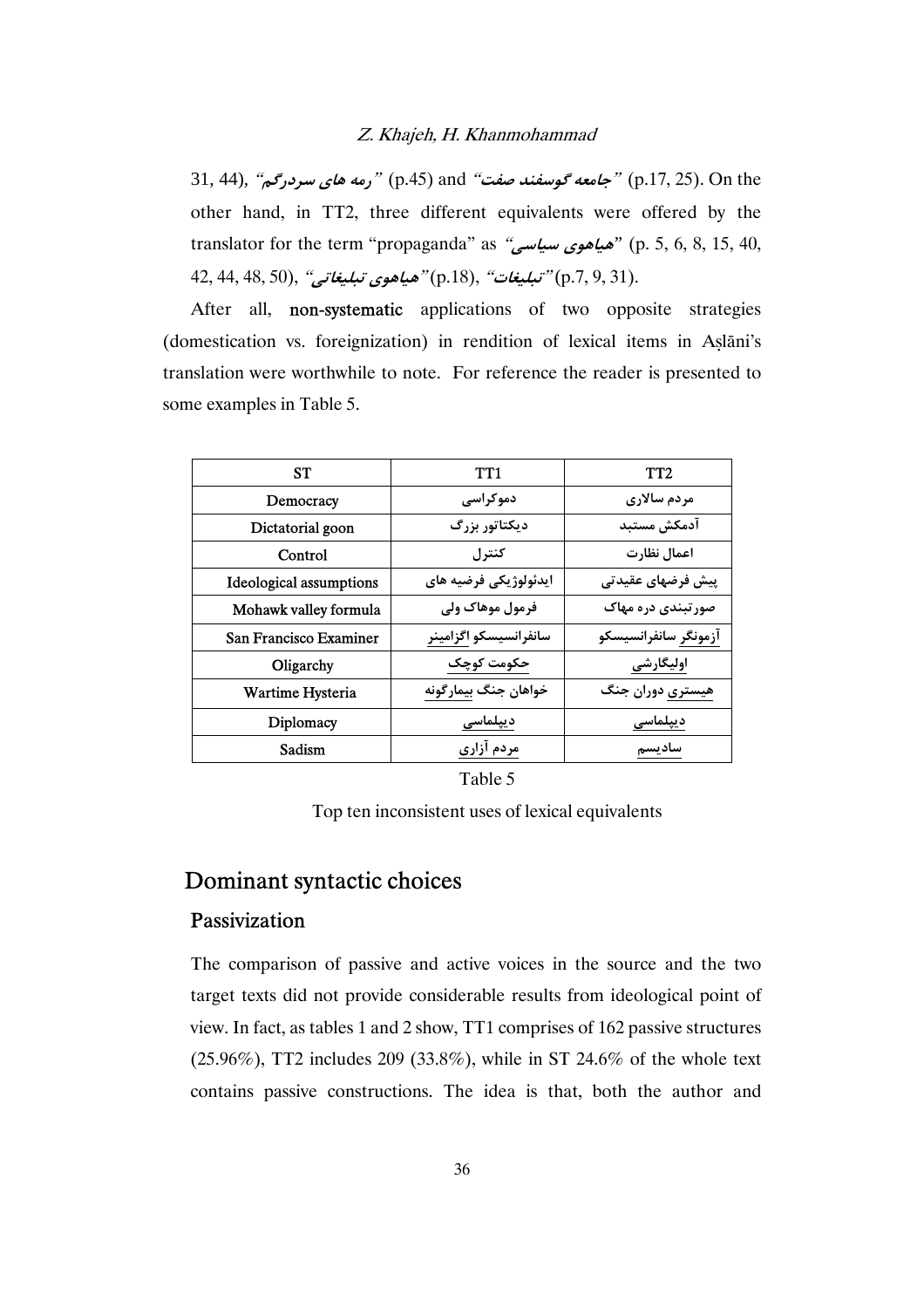31, 44), "رمه های سردرگم" (p.45) and "جامعه گوسفند صفت" (p.17, 25). On the other hand, in TT2, three different equivalents were offered by the translator for the term "propaganda" as "هیاهوی سیاسی" (p. 5, 6, 8, 15, 40, 42, 44, 48, 50), "هیاهوی تبلیغاتی" (p.18), "تبلیغات" (p.7, 9, 31).

After all, **non-systematic** applications of two opposite strategies (domestication vs. foreignization) in rendition of lexical items in Aṣlāni's translation were worthwhile to note. For reference the reader is presented to some examples in Table 5.

| ST | TT1 | TT2 |
|---|---|---|
| Democracy | دموکراسی | مردم سالاری |
| Dictatorial goon | دیکتاتور بزرگ | آدمکش مستبد |
| Control | کنترل | اعمال نظارت |
| Ideological assumptions | ایدئولوژیکی فرضیه های | پیش فرضهای عقیدتی |
| Mohawk valley formula | فرمول موهاک ولی | صورتبندی دره مهاک |
| San Francisco Examiner | سانفرانسیسکو اگزامینر | آزمونگر سانفرانسیسکو |
| Oligarchy | حکومت کوچک | اولیگارشی |
| Wartime Hysteria | خواهان جنگ بیمارگونه | هیستری دوران جنگ |
| Diplomacy | دیپلماسی | دیپلماسی |
| Sadism | مردم آزاری | سادیسم |

Table 5

Top ten inconsistent uses of lexical equivalents

## Dominant syntactic choices

### Passivization

The comparison of passive and active voices in the source and the two target texts did not provide considerable results from ideological point of view. In fact, as tables 1 and 2 show, TT1 comprises of 162 passive structures (25.96%), TT2 includes 209 (33.8%), while in ST 24.6% of the whole text contains passive constructions. The idea is that, both the author and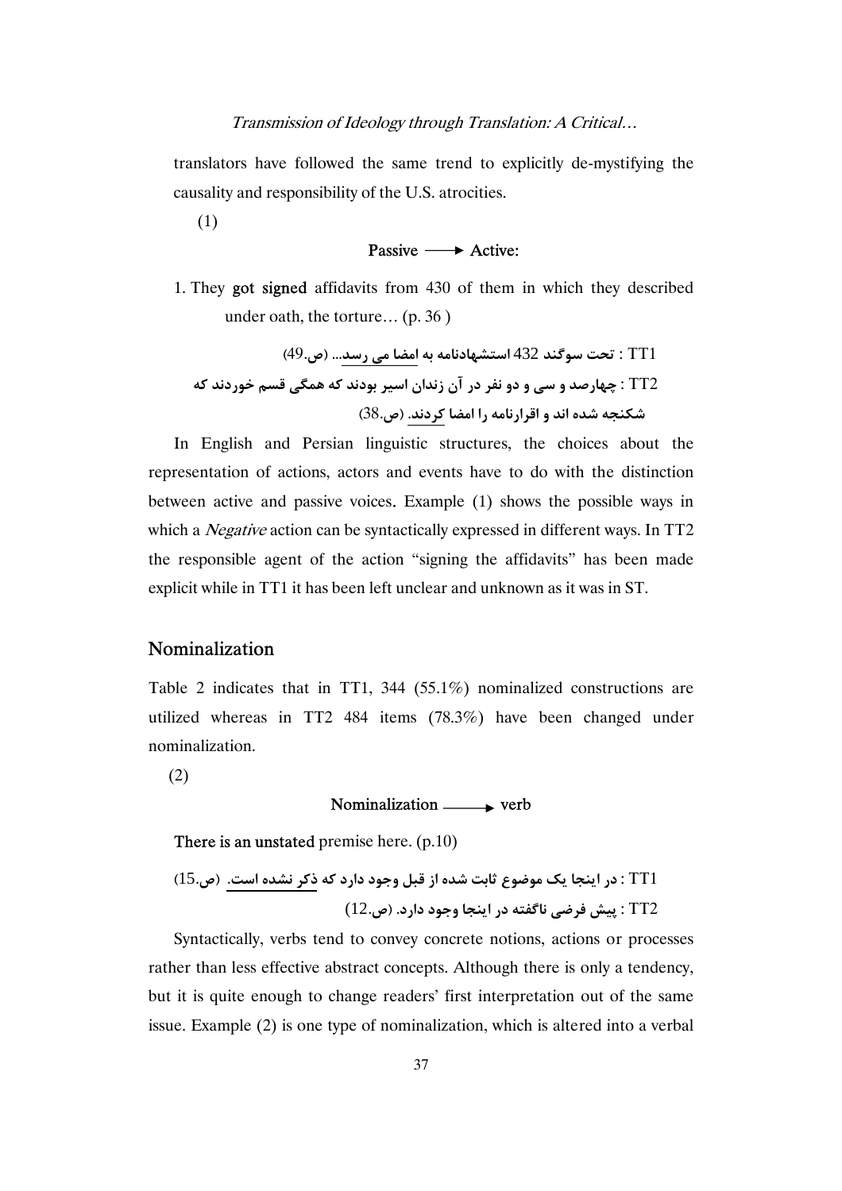translators have followed the same trend to explicitly de-mystifying the causality and responsibility of the U.S. atrocities.

(1)

**Passive ⟶ Active:**

1. They **got signed** affidavits from 430 of them in which they described under oath, the torture… (p. 36 )

TT1 : تحت سوگند 432 استشهادنامه به امضا می رسد… (ص.49)

TT2 : چهارصد و سی و دو نفر در آن زندان اسیر بودند که همگی قسم خوردند که شکنجه شده اند و اقرارنامه را امضا کردند. (ص.38)

In English and Persian linguistic structures, the choices about the representation of actions, actors and events have to do with the distinction between active and passive voices. Example (1) shows the possible ways in which a *Negative* action can be syntactically expressed in different ways. In TT2 the responsible agent of the action "signing the affidavits" has been made explicit while in TT1 it has been left unclear and unknown as it was in ST.

## Nominalization

Table 2 indicates that in TT1, 344 (55.1%) nominalized constructions are utilized whereas in TT2 484 items (78.3%) have been changed under nominalization.

(2)

**Nominalization ⟶ verb**

**There is an unstated** premise here. (p.10)

TT1 : در اینجا یک موضوع ثابت شده از قبل وجود دارد که ذکر نشده است. (ص.15)

TT2 : پیش فرضی ناگفته در اینجا وجود دارد. (ص.12)

Syntactically, verbs tend to convey concrete notions, actions or processes rather than less effective abstract concepts. Although there is only a tendency, but it is quite enough to change readers' first interpretation out of the same issue. Example (2) is one type of nominalization, which is altered into a verbal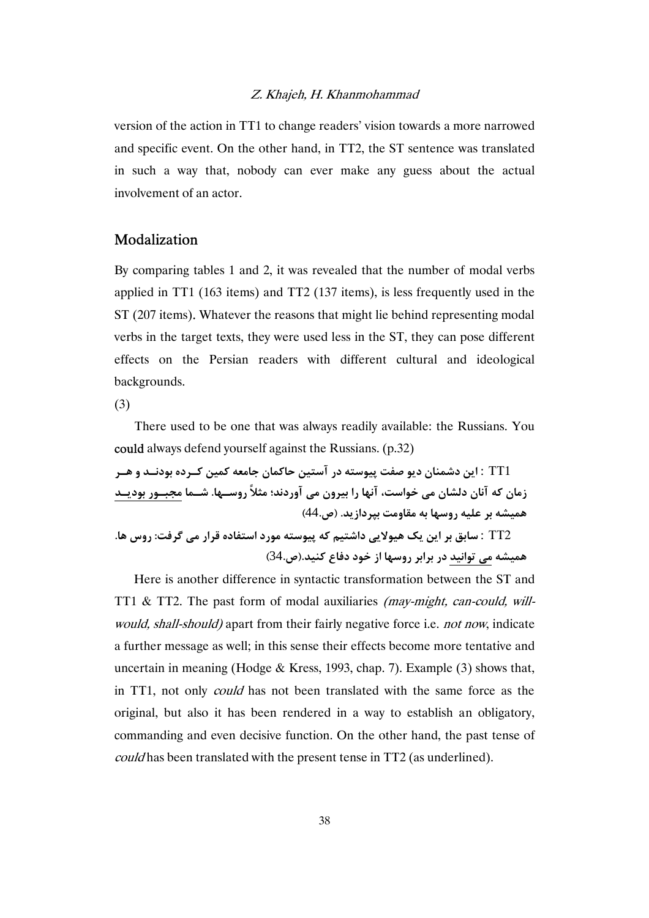version of the action in TT1 to change readers' vision towards a more narrowed and specific event. On the other hand, in TT2, the ST sentence was translated in such a way that, nobody can ever make any guess about the actual involvement of an actor.

## Modalization

By comparing tables 1 and 2, it was revealed that the number of modal verbs applied in TT1 (163 items) and TT2 (137 items), is less frequently used in the ST (207 items). Whatever the reasons that might lie behind representing modal verbs in the target texts, they were used less in the ST, they can pose different effects on the Persian readers with different cultural and ideological backgrounds.

(3)

There used to be one that was always readily available: the Russians. You **could** always defend yourself against the Russians. (p.32)

TT1 : این دشمنان دیو صفت پیوسته در آستین حاکمان جامعه کمین کـرده بودنـد و هـر زمان که آنان دلشان می خواست، آنها را بیرون می آوردند؛ مثلاً روسـها. شـما مجبـور بودیـد همیشه بر علیه روسها به مقاومت بپردازید. (ص.44)

TT2 : سابق بر این یک هیولایی داشتیم که پیوسته مورد استفاده قرار می گرفت: روس ها. همیشه می توانید در برابر روسها از خود دفاع کنید.(ص.34)

Here is another difference in syntactic transformation between the ST and TT1 & TT2. The past form of modal auxiliaries *(may-might, can-could, will-would, shall-should)* apart from their fairly negative force i.e. *not now*, indicate a further message as well; in this sense their effects become more tentative and uncertain in meaning (Hodge & Kress, 1993, chap. 7). Example (3) shows that, in TT1, not only *could* has not been translated with the same force as the original, but also it has been rendered in a way to establish an obligatory, commanding and even decisive function. On the other hand, the past tense of *could* has been translated with the present tense in TT2 (as underlined).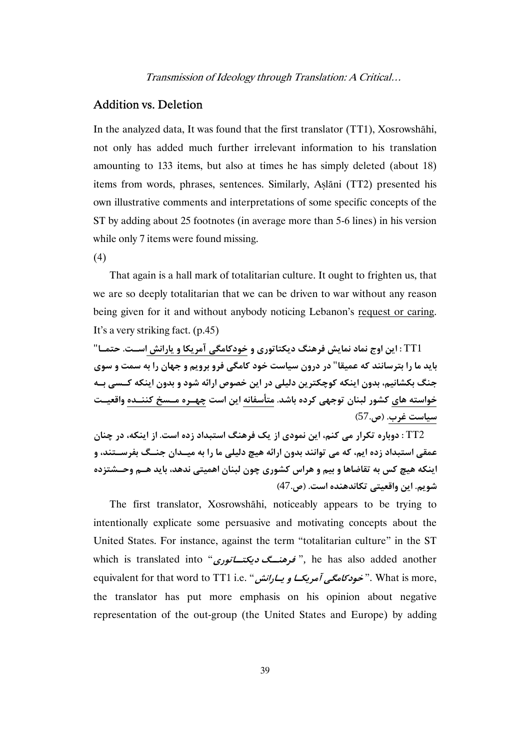## Addition vs. Deletion

In the analyzed data, It was found that the first translator (TT1), Xosrowshāhi, not only has added much further irrelevant information to his translation amounting to 133 items, but also at times he has simply deleted (about 18) items from words, phrases, sentences. Similarly, Aṣlāni (TT2) presented his own illustrative comments and interpretations of some specific concepts of the ST by adding about 25 footnotes (in average more than 5-6 lines) in his version while only 7 items were found missing.

(4)

That again is a hall mark of totalitarian culture. It ought to frighten us, that we are so deeply totalitarian that we can be driven to war without any reason being given for it and without anybody noticing Lebanon's request or caring. It's a very striking fact. (p.45)

TT1 : **این اوج نماد نمایش فرهنگ دیکتاتوری و خودکامگی آمریکا و یارانش است. حتما" باید ما را بترسانند که عمیقا" در درون سیاست خود کامگی فرو برویم و جهان را به سمت و سوی جنگ بکشانیم، بدون اینکه کوچکترین دلیلی در این خصوص ارائه شود و بدون اینکه کسی به خواسته های کشور لبنان توجهی کرده باشد. متأسفانه این است چهره مسخ کننده واقعیت سیاست غرب.** (ص.57)

TT2 : **دوباره تکرار می کنم، این نمودی از یک فرهنگ استبداد زده است. از اینکه، در چنان عمقی استبداد زده ایم، که می توانند بدون ارائه هیچ دلیلی ما را به میدان جنگ بفرستند، و اینکه هیچ کس به تقاضاها و بیم و هراس کشوری چون لبنان اهمیتی ندهد، باید هم وحشتزده شویم. این واقعیتی تکاندهنده است.** (ص.47)

The first translator, Xosrowshāhi, noticeably appears to be trying to intentionally explicate some persuasive and motivating concepts about the United States. For instance, against the term "totalitarian culture" in the ST which is translated into "*فرهنگ دیکتاتوری*", he has also added another equivalent for that word to TT1 i.e. "*خودکامگی آمریکا و یارانش*". What is more, the translator has put more emphasis on his opinion about negative representation of the out-group (the United States and Europe) by adding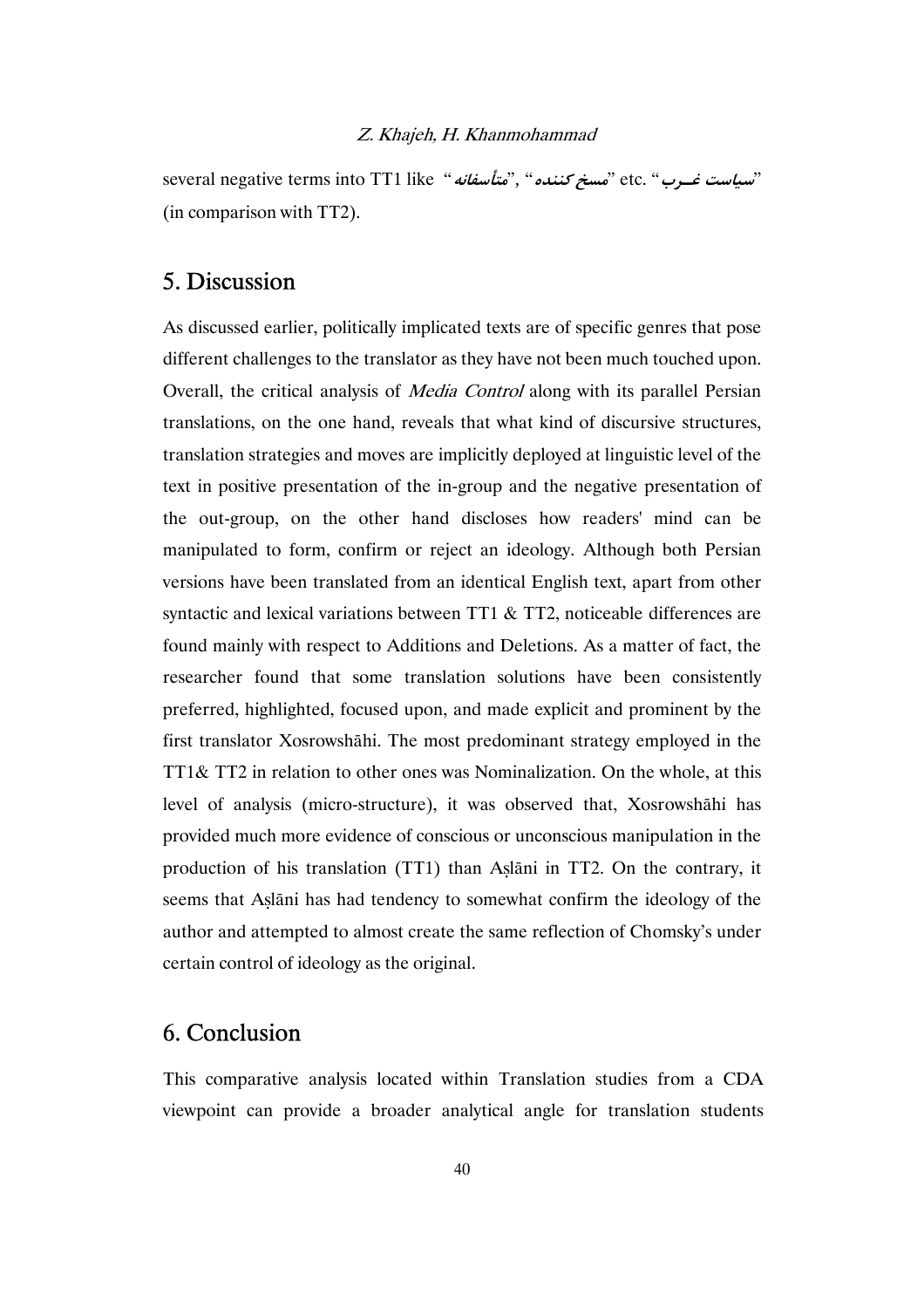several negative terms into TT1 like "متأسفانه", "مسخ کننده" etc. "سیاست غـرب" (in comparison with TT2).

## 5. Discussion

As discussed earlier, politically implicated texts are of specific genres that pose different challenges to the translator as they have not been much touched upon. Overall, the critical analysis of *Media Control* along with its parallel Persian translations, on the one hand, reveals that what kind of discursive structures, translation strategies and moves are implicitly deployed at linguistic level of the text in positive presentation of the in-group and the negative presentation of the out-group, on the other hand discloses how readers' mind can be manipulated to form, confirm or reject an ideology. Although both Persian versions have been translated from an identical English text, apart from other syntactic and lexical variations between TT1 & TT2, noticeable differences are found mainly with respect to Additions and Deletions. As a matter of fact, the researcher found that some translation solutions have been consistently preferred, highlighted, focused upon, and made explicit and prominent by the first translator Xosrowshāhi. The most predominant strategy employed in the TT1& TT2 in relation to other ones was Nominalization. On the whole, at this level of analysis (micro-structure), it was observed that, Xosrowshāhi has provided much more evidence of conscious or unconscious manipulation in the production of his translation (TT1) than Aṣlāni in TT2. On the contrary, it seems that Aṣlāni has had tendency to somewhat confirm the ideology of the author and attempted to almost create the same reflection of Chomsky's under certain control of ideology as the original.

## 6. Conclusion

This comparative analysis located within Translation studies from a CDA viewpoint can provide a broader analytical angle for translation students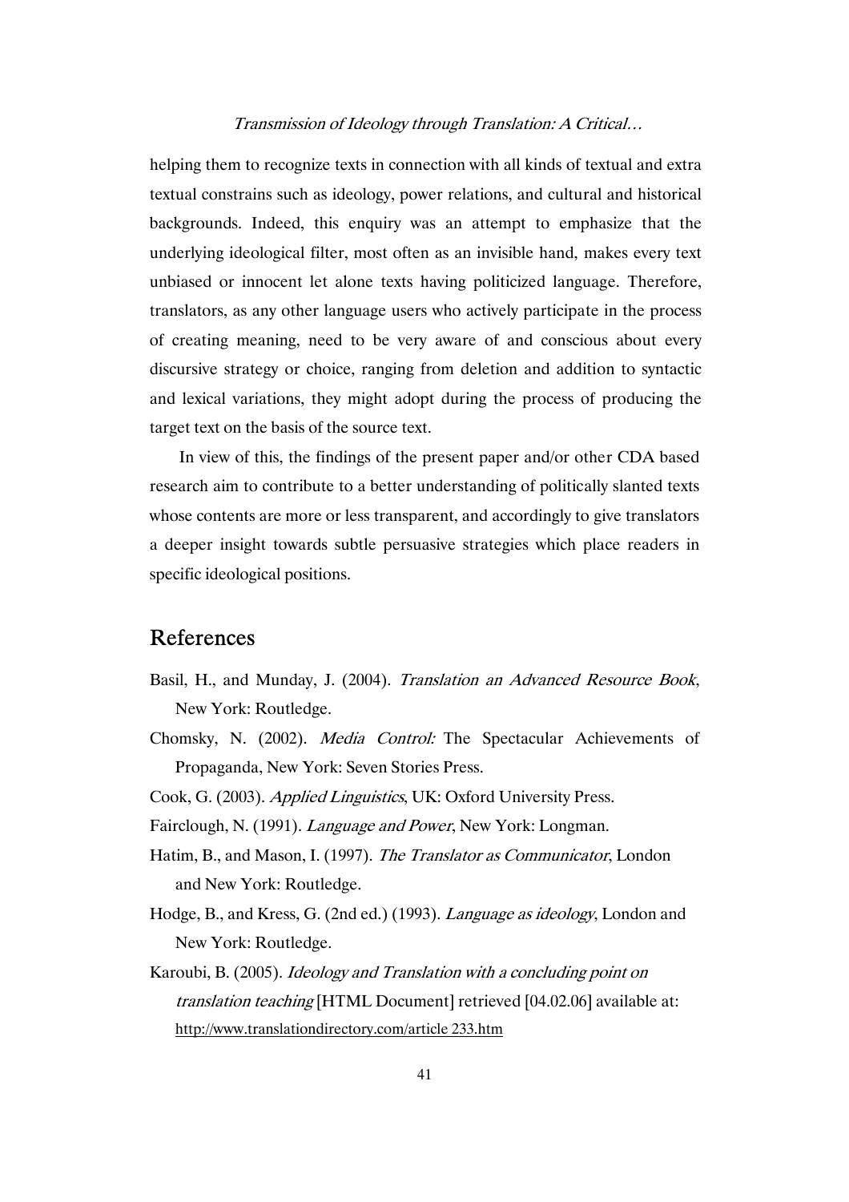helping them to recognize texts in connection with all kinds of textual and extra textual constrains such as ideology, power relations, and cultural and historical backgrounds. Indeed, this enquiry was an attempt to emphasize that the underlying ideological filter, most often as an invisible hand, makes every text unbiased or innocent let alone texts having politicized language. Therefore, translators, as any other language users who actively participate in the process of creating meaning, need to be very aware of and conscious about every discursive strategy or choice, ranging from deletion and addition to syntactic and lexical variations, they might adopt during the process of producing the target text on the basis of the source text.

In view of this, the findings of the present paper and/or other CDA based research aim to contribute to a better understanding of politically slanted texts whose contents are more or less transparent, and accordingly to give translators a deeper insight towards subtle persuasive strategies which place readers in specific ideological positions.

## References

Basil, H., and Munday, J. (2004). *Translation an Advanced Resource Book*, New York: Routledge.

Chomsky, N. (2002). *Media Control:* The Spectacular Achievements of Propaganda, New York: Seven Stories Press.

Cook, G. (2003). *Applied Linguistics*, UK: Oxford University Press.

Fairclough, N. (1991). *Language and Power*, New York: Longman.

Hatim, B., and Mason, I. (1997). *The Translator as Communicator*, London and New York: Routledge.

Hodge, B., and Kress, G. (2nd ed.) (1993). *Language as ideology*, London and New York: Routledge.

Karoubi, B. (2005). *Ideology and Translation with a concluding point on translation teaching* [HTML Document] retrieved [04.02.06] available at: http://www.translationdirectory.com/article 233.htm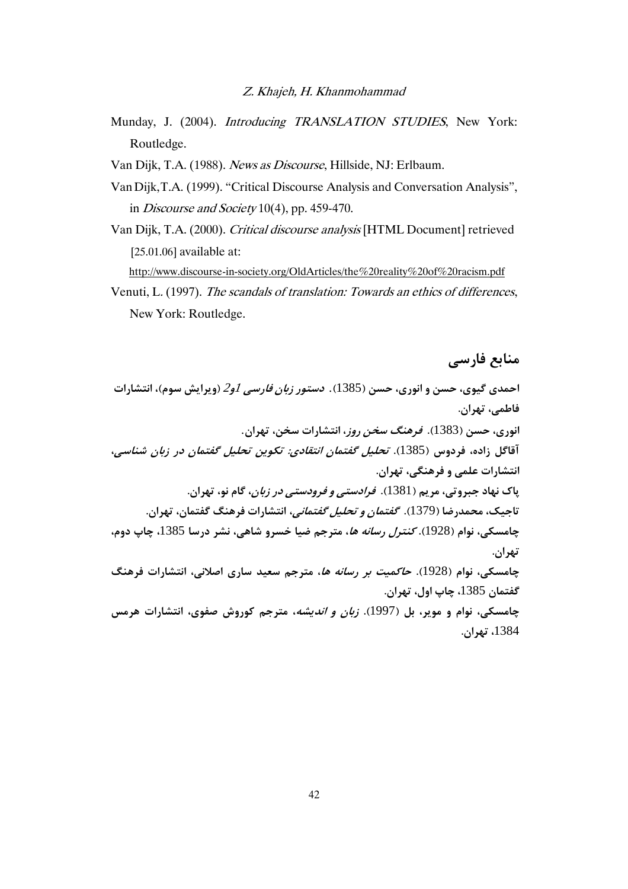Munday, J. (2004). *Introducing TRANSLATION STUDIES*, New York: Routledge.

Van Dijk, T.A. (1988). *News as Discourse*, Hillside, NJ: Erlbaum.

Van Dijk, T.A. (1999). "Critical Discourse Analysis and Conversation Analysis", in *Discourse and Society* 10(4), pp. 459-470.

Van Dijk, T.A. (2000). *Critical discourse analysis* [HTML Document] retrieved [25.01.06] available at: http://www.discourse-in-society.org/OldArticles/the%20reality%20of%20racism.pdf

Venuti, L. (1997). *The scandals of translation: Towards an ethics of differences*, New York: Routledge.

## منابع فارسی

احمدی گیوی، حسن و انوری، حسن (1385). *دستور زبان فارسی 1و2* (ویرایش سوم)، انتشارات فاطمی، تهران.

انوری، حسن (1383). *فرهنگ سخن روز*، انتشارات سخن، تهران.

آقاگل زاده، فردوس (1385). *تحلیل گفتمان انتقادی: تکوین تحلیل گفتمان در زبان شناسی*، انتشارات علمی و فرهنگی، تهران.

پاک نهاد جبروتی، مریم (1381). *فرادستی و فرودستی در زبان*، گام نو، تهران.

تاجیک، محمدرضا (1379). *گفتمان و تحلیل گفتمانی*، انتشارات فرهنگ گفتمان، تهران.

چامسکی، نوام (1928). *کنترل رسانه ها*، مترجم ضیا خسرو شاهی، نشر درسا 1385، چاپ دوم، تهران.

چامسکی، نوام (1928). *حاکمیت بر رسانه ها*، مترجم سعید ساری اصلانی، انتشارات فرهنگ گفتمان 1385، چاپ اول، تهران.

چامسکی، نوام و مویر، بل (1997). *زبان و اندیشه*، مترجم کوروش صفوی، انتشارات هرمس 1384، تهران.